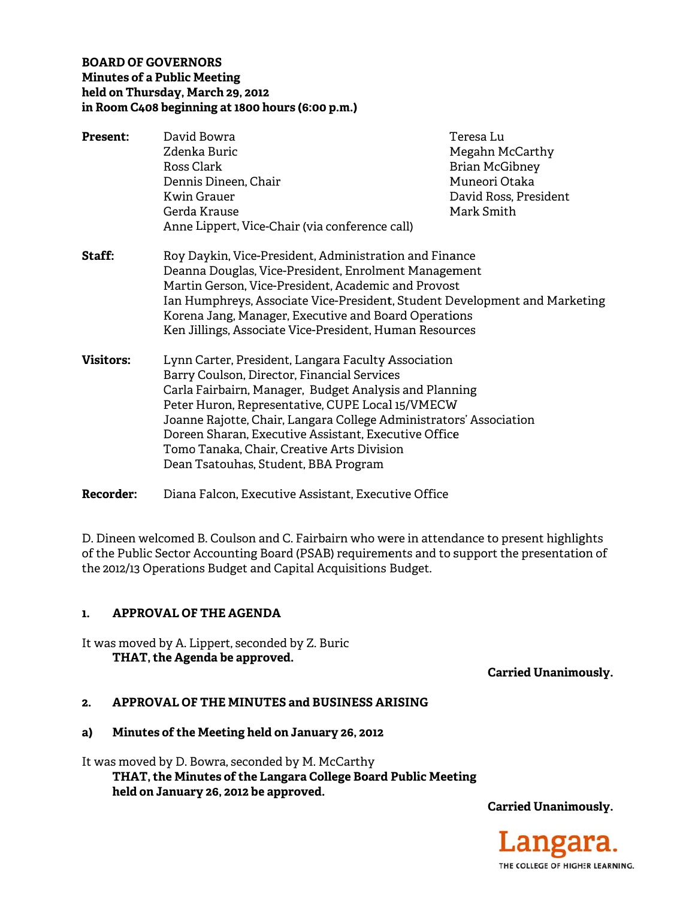**BOARD OF GOVERNORS**
**Minutes of a Public Meeting**
**held on Thursday, March 29, 2012**
**in Room C408 beginning at 1800 hours (6:00 p.m.)**

**Present:**
David Bowra
Zdenka Buric
Ross Clark
Dennis Dineen, Chair
Kwin Grauer
Gerda Krause
Anne Lippert, Vice-Chair (via conference call)
Teresa Lu
Megahn McCarthy
Brian McGibney
Muneori Otaka
David Ross, President
Mark Smith

**Staff:**
Roy Daykin, Vice-President, Administration and Finance
Deanna Douglas, Vice-President, Enrolment Management
Martin Gerson, Vice-President, Academic and Provost
Ian Humphreys, Associate Vice-President, Student Development and Marketing
Korena Jang, Manager, Executive and Board Operations
Ken Jillings, Associate Vice-President, Human Resources

**Visitors:**
Lynn Carter, President, Langara Faculty Association
Barry Coulson, Director, Financial Services
Carla Fairbairn, Manager, Budget Analysis and Planning
Peter Huron, Representative, CUPE Local 15/VMECW
Joanne Rajotte, Chair, Langara College Administrators' Association
Doreen Sharan, Executive Assistant, Executive Office
Tomo Tanaka, Chair, Creative Arts Division
Dean Tsatouhas, Student, BBA Program

**Recorder:** Diana Falcon, Executive Assistant, Executive Office

D. Dineen welcomed B. Coulson and C. Fairbairn who were in attendance to present highlights of the Public Sector Accounting Board (PSAB) requirements and to support the presentation of the 2012/13 Operations Budget and Capital Acquisitions Budget.

## 1. APPROVAL OF THE AGENDA

It was moved by A. Lippert, seconded by Z. Buric

**THAT, the Agenda be approved.**

**Carried Unanimously.**

## 2. APPROVAL OF THE MINUTES and BUSINESS ARISING

### a) Minutes of the Meeting held on January 26, 2012

It was moved by D. Bowra, seconded by M. McCarthy

**THAT, the Minutes of the Langara College Board Public Meeting held on January 26, 2012 be approved.**

**Carried Unanimously.**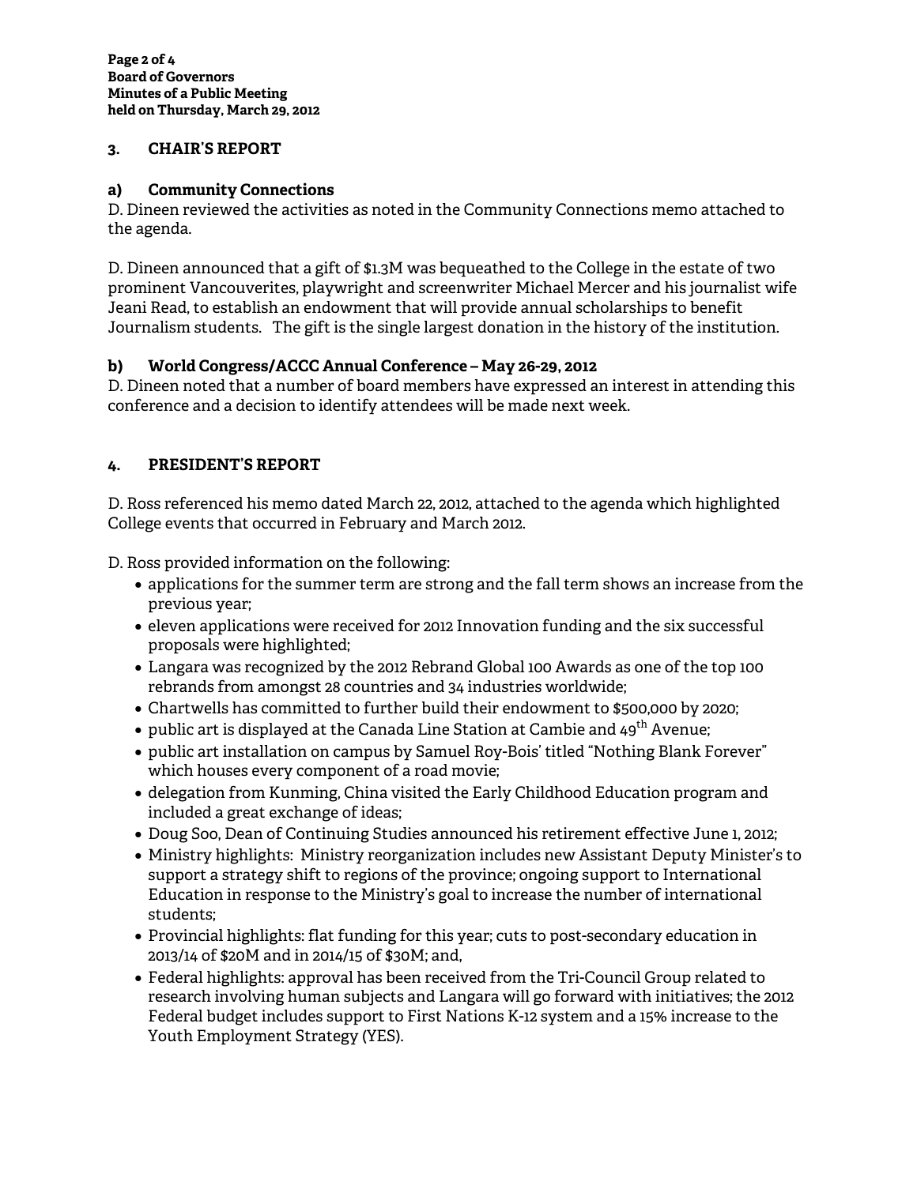## 3. CHAIR'S REPORT

### a) Community Connections

D. Dineen reviewed the activities as noted in the Community Connections memo attached to the agenda.

D. Dineen announced that a gift of $1.3M was bequeathed to the College in the estate of two prominent Vancouverites, playwright and screenwriter Michael Mercer and his journalist wife Jeani Read, to establish an endowment that will provide annual scholarships to benefit Journalism students. The gift is the single largest donation in the history of the institution.

### b) World Congress/ACCC Annual Conference – May 26-29, 2012

D. Dineen noted that a number of board members have expressed an interest in attending this conference and a decision to identify attendees will be made next week.

## 4. PRESIDENT'S REPORT

D. Ross referenced his memo dated March 22, 2012, attached to the agenda which highlighted College events that occurred in February and March 2012.

D. Ross provided information on the following:

- applications for the summer term are strong and the fall term shows an increase from the previous year;
- eleven applications were received for 2012 Innovation funding and the six successful proposals were highlighted;
- Langara was recognized by the 2012 Rebrand Global 100 Awards as one of the top 100 rebrands from amongst 28 countries and 34 industries worldwide;
- Chartwells has committed to further build their endowment to $500,000 by 2020;
- public art is displayed at the Canada Line Station at Cambie and 49th Avenue;
- public art installation on campus by Samuel Roy-Bois' titled "Nothing Blank Forever" which houses every component of a road movie;
- delegation from Kunming, China visited the Early Childhood Education program and included a great exchange of ideas;
- Doug Soo, Dean of Continuing Studies announced his retirement effective June 1, 2012;
- Ministry highlights: Ministry reorganization includes new Assistant Deputy Minister's to support a strategy shift to regions of the province; ongoing support to International Education in response to the Ministry's goal to increase the number of international students;
- Provincial highlights: flat funding for this year; cuts to post-secondary education in 2013/14 of $20M and in 2014/15 of $30M; and,
- Federal highlights: approval has been received from the Tri-Council Group related to research involving human subjects and Langara will go forward with initiatives; the 2012 Federal budget includes support to First Nations K-12 system and a 15% increase to the Youth Employment Strategy (YES).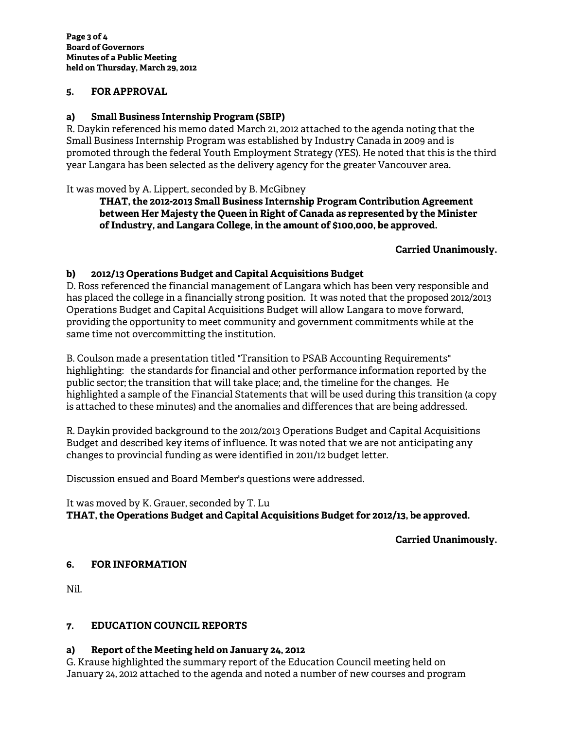## 5. FOR APPROVAL

### a) Small Business Internship Program (SBIP)

R. Daykin referenced his memo dated March 21, 2012 attached to the agenda noting that the Small Business Internship Program was established by Industry Canada in 2009 and is promoted through the federal Youth Employment Strategy (YES). He noted that this is the third year Langara has been selected as the delivery agency for the greater Vancouver area.

It was moved by A. Lippert, seconded by B. McGibney

> **THAT, the 2012-2013 Small Business Internship Program Contribution Agreement between Her Majesty the Queen in Right of Canada as represented by the Minister of Industry, and Langara College, in the amount of $100,000, be approved.**

**Carried Unanimously.**

### b) 2012/13 Operations Budget and Capital Acquisitions Budget

D. Ross referenced the financial management of Langara which has been very responsible and has placed the college in a financially strong position. It was noted that the proposed 2012/2013 Operations Budget and Capital Acquisitions Budget will allow Langara to move forward, providing the opportunity to meet community and government commitments while at the same time not overcommitting the institution.

B. Coulson made a presentation titled "Transition to PSAB Accounting Requirements" highlighting: the standards for financial and other performance information reported by the public sector; the transition that will take place; and, the timeline for the changes. He highlighted a sample of the Financial Statements that will be used during this transition (a copy is attached to these minutes) and the anomalies and differences that are being addressed.

R. Daykin provided background to the 2012/2013 Operations Budget and Capital Acquisitions Budget and described key items of influence. It was noted that we are not anticipating any changes to provincial funding as were identified in 2011/12 budget letter.

Discussion ensued and Board Member's questions were addressed.

It was moved by K. Grauer, seconded by T. Lu

**THAT, the Operations Budget and Capital Acquisitions Budget for 2012/13, be approved.**

**Carried Unanimously.**

## 6. FOR INFORMATION

Nil.

## 7. EDUCATION COUNCIL REPORTS

### a) Report of the Meeting held on January 24, 2012

G. Krause highlighted the summary report of the Education Council meeting held on January 24, 2012 attached to the agenda and noted a number of new courses and program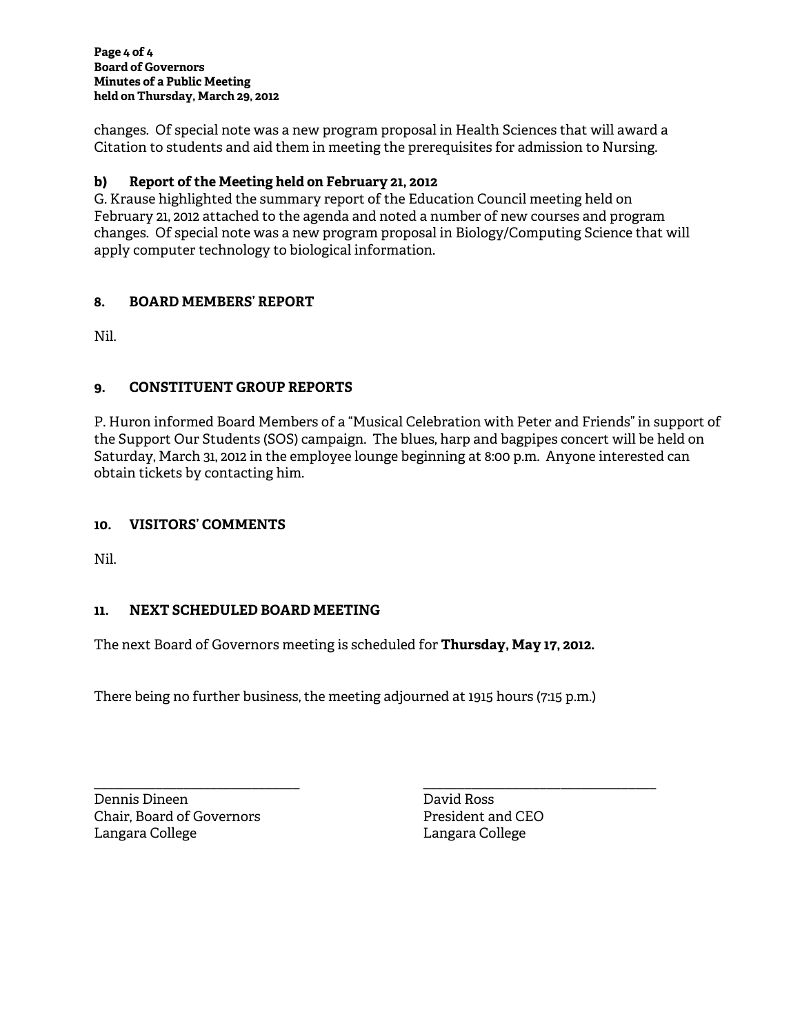changes. Of special note was a new program proposal in Health Sciences that will award a Citation to students and aid them in meeting the prerequisites for admission to Nursing.

### b) Report of the Meeting held on February 21, 2012

G. Krause highlighted the summary report of the Education Council meeting held on February 21, 2012 attached to the agenda and noted a number of new courses and program changes. Of special note was a new program proposal in Biology/Computing Science that will apply computer technology to biological information.

## 8. BOARD MEMBERS' REPORT

Nil.

## 9. CONSTITUENT GROUP REPORTS

P. Huron informed Board Members of a "Musical Celebration with Peter and Friends" in support of the Support Our Students (SOS) campaign. The blues, harp and bagpipes concert will be held on Saturday, March 31, 2012 in the employee lounge beginning at 8:00 p.m. Anyone interested can obtain tickets by contacting him.

## 10. VISITORS' COMMENTS

Nil.

## 11. NEXT SCHEDULED BOARD MEETING

The next Board of Governors meeting is scheduled for **Thursday, May 17, 2012.**

There being no further business, the meeting adjourned at 1915 hours (7:15 p.m.)

| | |
|---|---|
| \_\_\_\_\_\_\_\_\_\_\_\_\_\_\_\_\_\_\_\_\_\_\_\_ | \_\_\_\_\_\_\_\_\_\_\_\_\_\_\_\_\_\_\_\_\_\_\_\_ |
| Dennis Dineen | David Ross |
| Chair, Board of Governors | President and CEO |
| Langara College | Langara College |